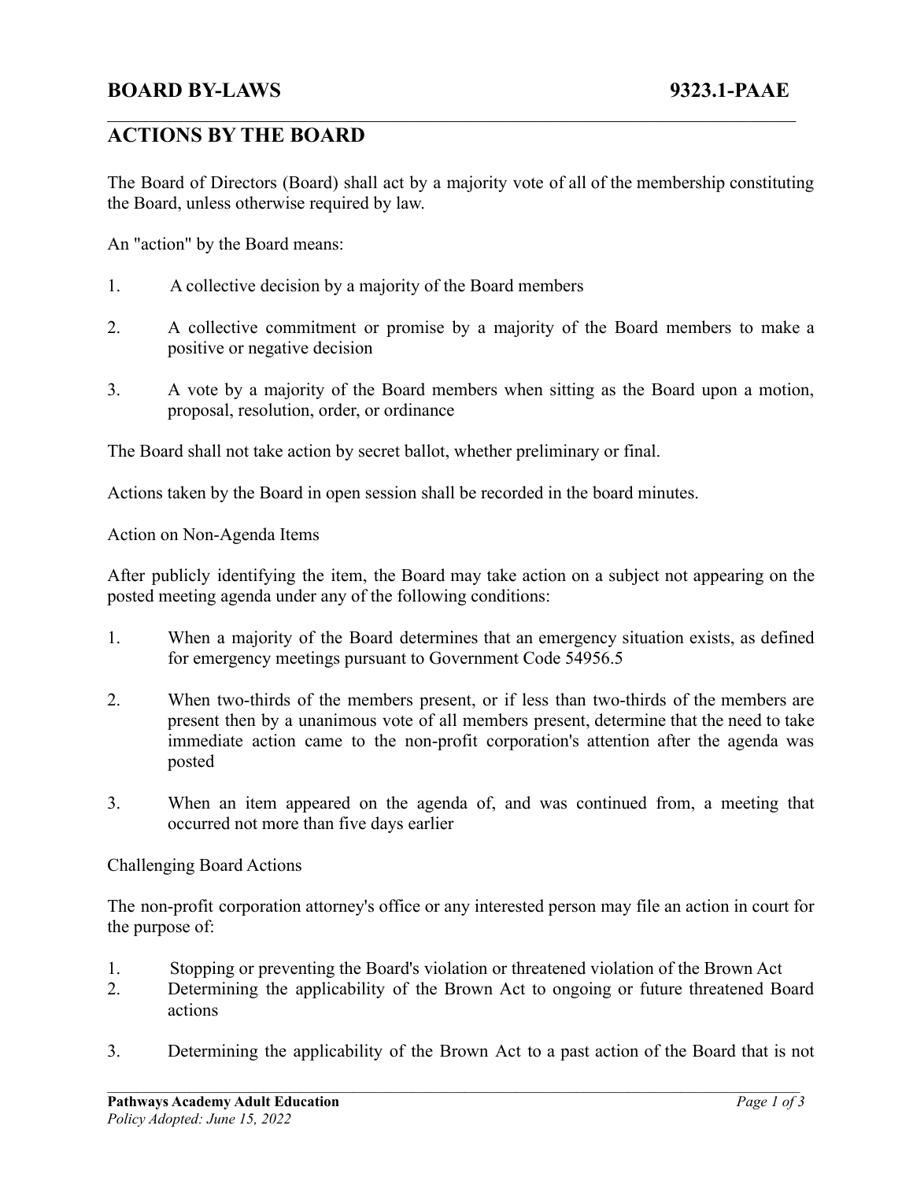# BOARD BY-LAWS 9323.1-PAAE

## ACTIONS BY THE BOARD

The Board of Directors (Board) shall act by a majority vote of all of the membership constituting the Board, unless otherwise required by law.

An "action" by the Board means:

1. A collective decision by a majority of the Board members
2. A collective commitment or promise by a majority of the Board members to make a positive or negative decision
3. A vote by a majority of the Board members when sitting as the Board upon a motion, proposal, resolution, order, or ordinance

The Board shall not take action by secret ballot, whether preliminary or final.

Actions taken by the Board in open session shall be recorded in the board minutes.

Action on Non-Agenda Items

After publicly identifying the item, the Board may take action on a subject not appearing on the posted meeting agenda under any of the following conditions:

1. When a majority of the Board determines that an emergency situation exists, as defined for emergency meetings pursuant to Government Code 54956.5
2. When two-thirds of the members present, or if less than two-thirds of the members are present then by a unanimous vote of all members present, determine that the need to take immediate action came to the non-profit corporation's attention after the agenda was posted
3. When an item appeared on the agenda of, and was continued from, a meeting that occurred not more than five days earlier

Challenging Board Actions

The non-profit corporation attorney's office or any interested person may file an action in court for the purpose of:

1. Stopping or preventing the Board's violation or threatened violation of the Brown Act
2. Determining the applicability of the Brown Act to ongoing or future threatened Board actions
3. Determining the applicability of the Brown Act to a past action of the Board that is not

*Policy Adopted: June 15, 2022*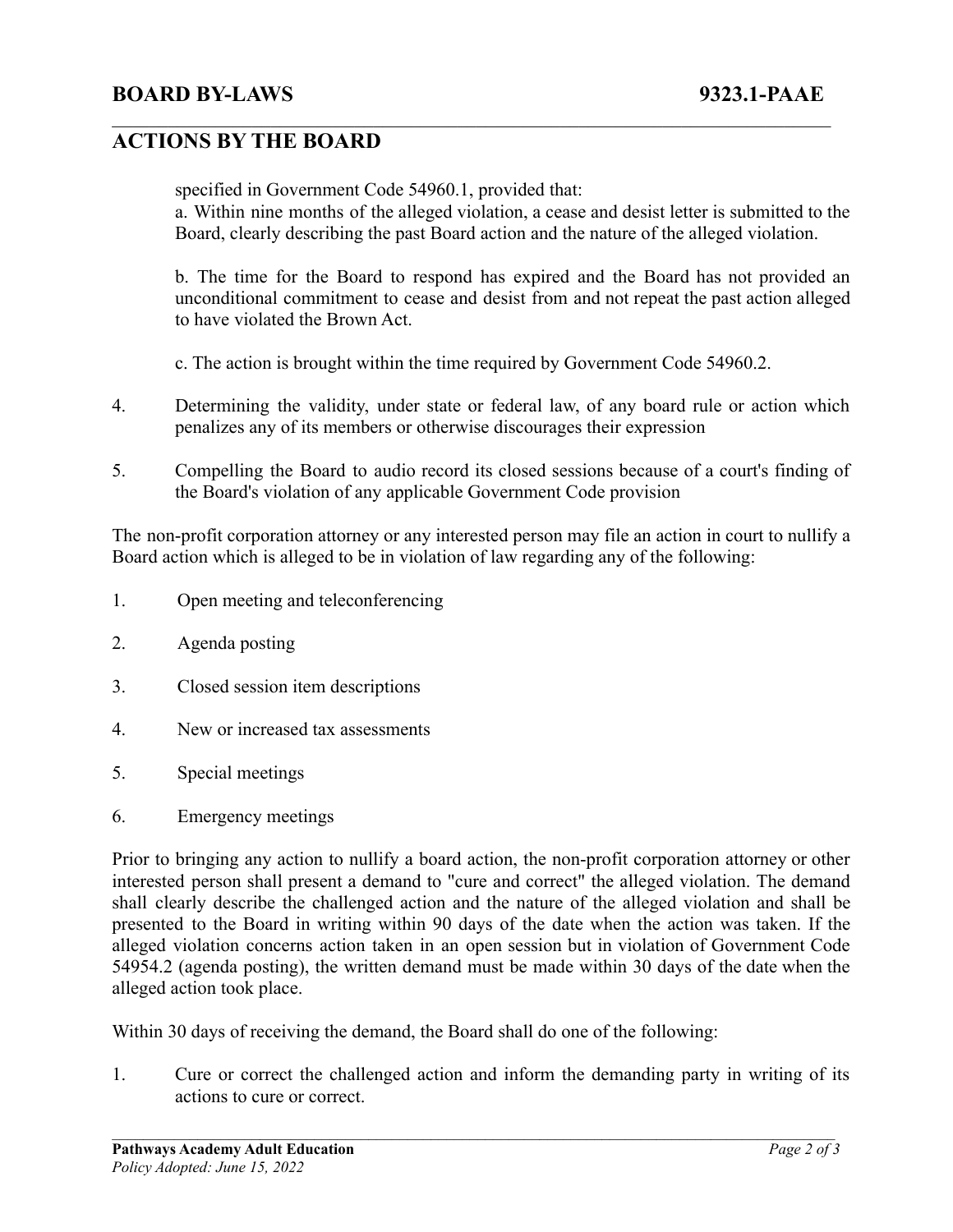specified in Government Code 54960.1, provided that:

a. Within nine months of the alleged violation, a cease and desist letter is submitted to the Board, clearly describing the past Board action and the nature of the alleged violation.

b. The time for the Board to respond has expired and the Board has not provided an unconditional commitment to cease and desist from and not repeat the past action alleged to have violated the Brown Act.

c. The action is brought within the time required by Government Code 54960.2.

4. Determining the validity, under state or federal law, of any board rule or action which penalizes any of its members or otherwise discourages their expression

5. Compelling the Board to audio record its closed sessions because of a court's finding of the Board's violation of any applicable Government Code provision

The non-profit corporation attorney or any interested person may file an action in court to nullify a Board action which is alleged to be in violation of law regarding any of the following:

1. Open meeting and teleconferencing
2. Agenda posting
3. Closed session item descriptions
4. New or increased tax assessments
5. Special meetings
6. Emergency meetings

Prior to bringing any action to nullify a board action, the non-profit corporation attorney or other interested person shall present a demand to "cure and correct" the alleged violation. The demand shall clearly describe the challenged action and the nature of the alleged violation and shall be presented to the Board in writing within 90 days of the date when the action was taken. If the alleged violation concerns action taken in an open session but in violation of Government Code 54954.2 (agenda posting), the written demand must be made within 30 days of the date when the alleged action took place.

Within 30 days of receiving the demand, the Board shall do one of the following:

1. Cure or correct the challenged action and inform the demanding party in writing of its actions to cure or correct.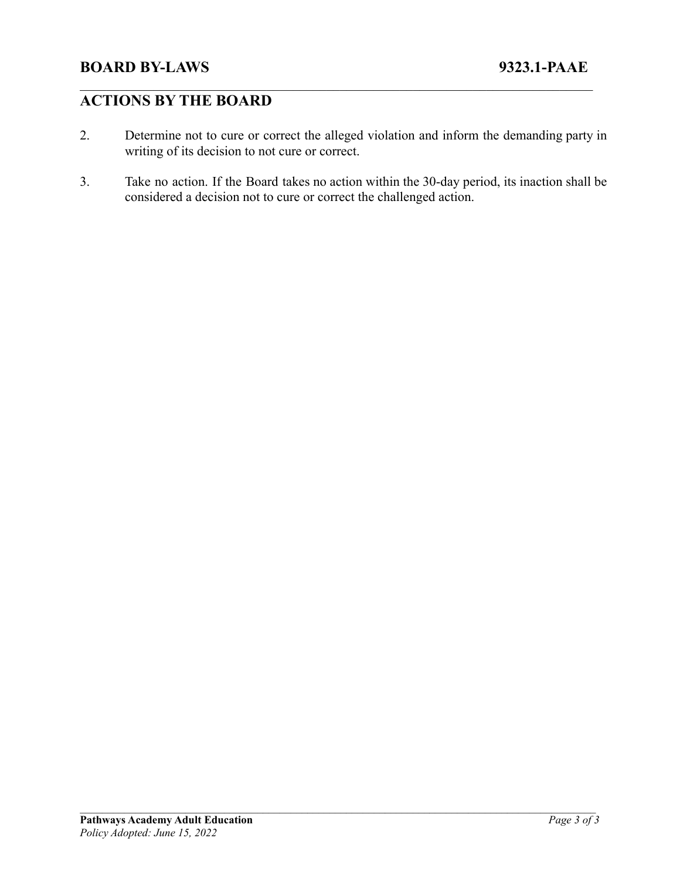2. Determine not to cure or correct the alleged violation and inform the demanding party in writing of its decision to not cure or correct.

3. Take no action. If the Board takes no action within the 30-day period, its inaction shall be considered a decision not to cure or correct the challenged action.